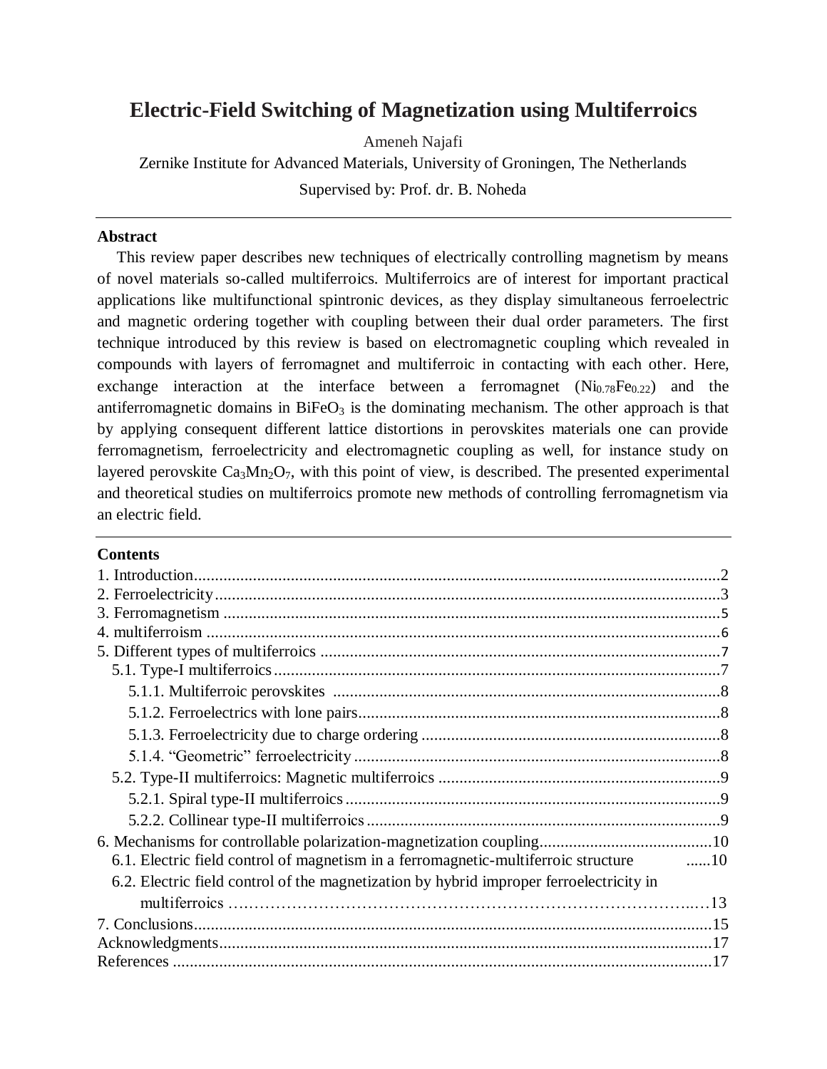# Electric-Field Switching of Magnetization using Multiferroics

Ameneh Najafi

Zernike Institute for Advanced Materials, University of Groningen, The Netherlands

Supervised by: Prof. dr. B. Noheda

---

**Abstract**

This review paper describes new techniques of electrically controlling magnetism by means of novel materials so-called multiferroics. Multiferroics are of interest for important practical applications like multifunctional spintronic devices, as they display simultaneous ferroelectric and magnetic ordering together with coupling between their dual order parameters. The first technique introduced by this review is based on electromagnetic coupling which revealed in compounds with layers of ferromagnet and multiferroic in contacting with each other. Here, exchange interaction at the interface between a ferromagnet ($Ni_{0.78}Fe_{0.22}$) and the antiferromagnetic domains in $BiFeO_3$ is the dominating mechanism. The other approach is that by applying consequent different lattice distortions in perovskites materials one can provide ferromagnetism, ferroelectricity and electromagnetic coupling as well, for instance study on layered perovskite $Ca_3Mn_2O_7$, with this point of view, is described. The presented experimental and theoretical studies on multiferroics promote new methods of controlling ferromagnetism via an electric field.

---

**Contents**

1. Introduction........................................2
2. Ferroelectricity....................................3
3. Ferromagnetism ....................................5
4. multiferroism .......................................6
5. Different types of multiferroics ................7
   - 5.1. Type-I multiferroics..........................7
     - 5.1.1. Multiferroic perovskites ..............8
     - 5.1.2. Ferroelectrics with lone pairs........8
     - 5.1.3. Ferroelectricity due to charge ordering ........8
     - 5.1.4. "Geometric" ferroelectricity...........8
   - 5.2. Type-II multiferroics: Magnetic multiferroics ........9
     - 5.2.1. Spiral type-II multiferroics.............9
     - 5.2.2. Collinear type-II multiferroics.........9
6. Mechanisms for controllable polarization-magnetization coupling........10
   - 6.1. Electric field control of magnetism in a ferromagnetic-multiferroic structure ......10
   - 6.2. Electric field control of the magnetization by hybrid improper ferroelectricity in multiferroics ........13
7. Conclusions........................................15

Acknowledgments.......................................17

References ..............................................17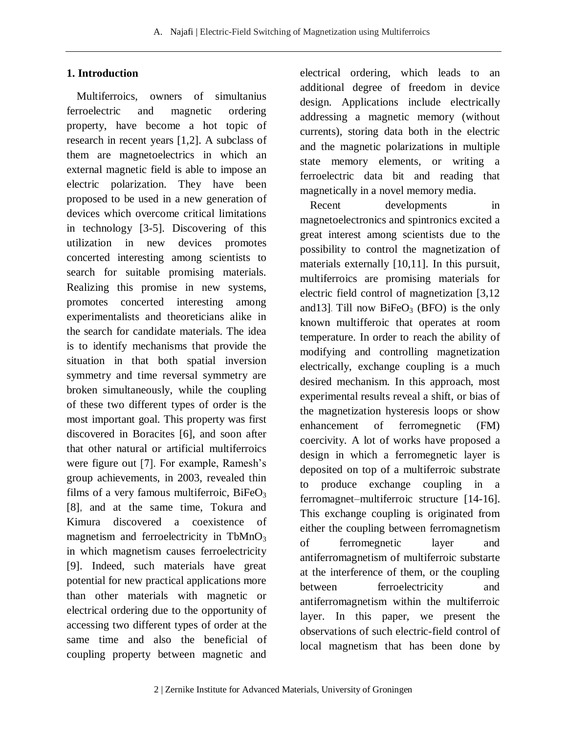## 1. Introduction

Multiferroics, owners of simultanius ferroelectric and magnetic ordering property, have become a hot topic of research in recent years [1,2]. A subclass of them are magnetoelectrics in which an external magnetic field is able to impose an electric polarization. They have been proposed to be used in a new generation of devices which overcome critical limitations in technology [3-5]. Discovering of this utilization in new devices promotes concerted interesting among scientists to search for suitable promising materials. Realizing this promise in new systems, promotes concerted interesting among experimentalists and theoreticians alike in the search for candidate materials. The idea is to identify mechanisms that provide the situation in that both spatial inversion symmetry and time reversal symmetry are broken simultaneously, while the coupling of these two different types of order is the most important goal. This property was first discovered in Boracites [6], and soon after that other natural or artificial multiferroics were figure out [7]. For example, Ramesh's group achievements, in 2003, revealed thin films of a very famous multiferroic, $BiFeO_3$ [8], and at the same time, Tokura and Kimura discovered a coexistence of magnetism and ferroelectricity in $TbMnO_3$ in which magnetism causes ferroelectricity [9]. Indeed, such materials have great potential for new practical applications more than other materials with magnetic or electrical ordering due to the opportunity of accessing two different types of order at the same time and also the beneficial of coupling property between magnetic and electrical ordering, which leads to an additional degree of freedom in device design. Applications include electrically addressing a magnetic memory (without currents), storing data both in the electric and the magnetic polarizations in multiple state memory elements, or writing a ferroelectric data bit and reading that magnetically in a novel memory media.

Recent developments in magnetoelectronics and spintronics excited a great interest among scientists due to the possibility to control the magnetization of materials externally [10,11]. In this pursuit, multiferroics are promising materials for electric field control of magnetization [3,12 and13]. Till now $BiFeO_3$ (BFO) is the only known multifferoic that operates at room temperature. In order to reach the ability of modifying and controlling magnetization electrically, exchange coupling is a much desired mechanism. In this approach, most experimental results reveal a shift, or bias of the magnetization hysteresis loops or show enhancement of ferromegnetic (FM) coercivity. A lot of works have proposed a design in which a ferromegnetic layer is deposited on top of a multiferroic substrate to produce exchange coupling in a ferromagnet–multiferroic structure [14-16]. This exchange coupling is originated from either the coupling between ferromagnetism of ferromegnetic layer and antiferromagnetism of multiferroic substarte at the interference of them, or the coupling between ferroelectricity and antiferromagnetism within the multiferroic layer. In this paper, we present the observations of such electric-field control of local magnetism that has been done by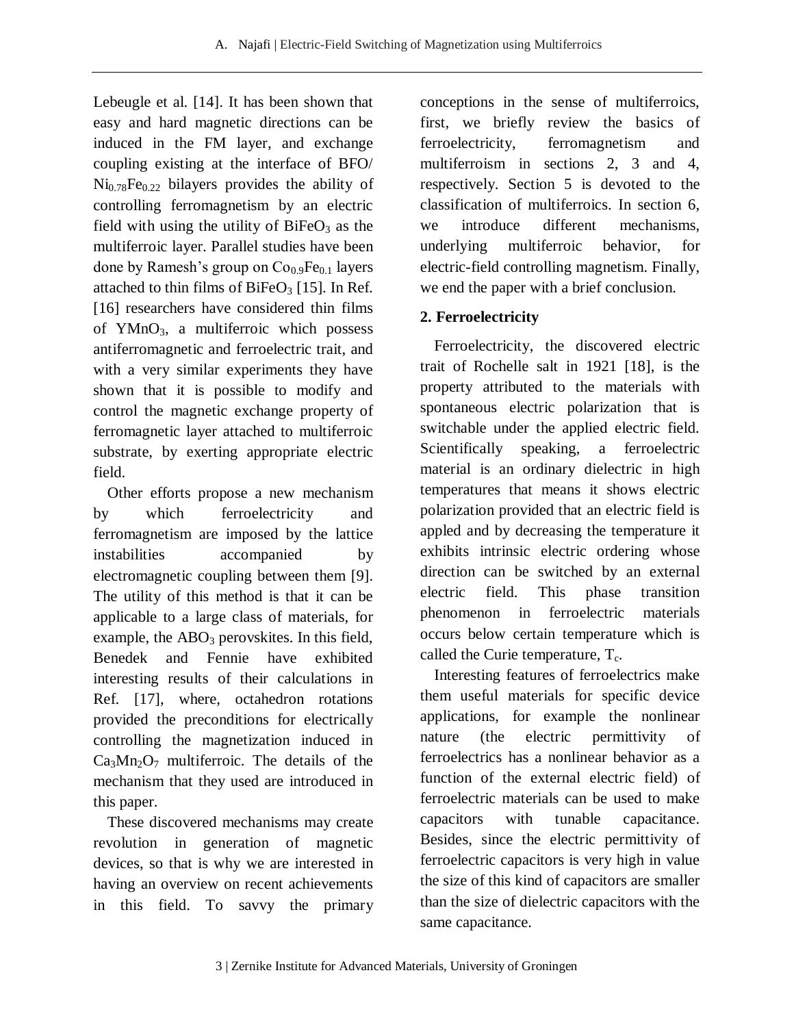Lebeugle et al. [14]. It has been shown that easy and hard magnetic directions can be induced in the FM layer, and exchange coupling existing at the interface of BFO/ $Ni_{0.78}Fe_{0.22}$ bilayers provides the ability of controlling ferromagnetism by an electric field with using the utility of $BiFeO_3$ as the multiferroic layer. Parallel studies have been done by Ramesh's group on $Co_{0.9}Fe_{0.1}$ layers attached to thin films of $BiFeO_3$ [15]. In Ref. [16] researchers have considered thin films of $YMnO_3$, a multiferroic which possess antiferromagnetic and ferroelectric trait, and with a very similar experiments they have shown that it is possible to modify and control the magnetic exchange property of ferromagnetic layer attached to multiferroic substrate, by exerting appropriate electric field.

Other efforts propose a new mechanism by which ferroelectricity and ferromagnetism are imposed by the lattice instabilities accompanied by electromagnetic coupling between them [9]. The utility of this method is that it can be applicable to a large class of materials, for example, the $ABO_3$ perovskites. In this field, Benedek and Fennie have exhibited interesting results of their calculations in Ref. [17], where, octahedron rotations provided the preconditions for electrically controlling the magnetization induced in $Ca_3Mn_2O_7$ multiferroic. The details of the mechanism that they used are introduced in this paper.

These discovered mechanisms may create revolution in generation of magnetic devices, so that is why we are interested in having an overview on recent achievements in this field. To savvy the primary conceptions in the sense of multiferroics, first, we briefly review the basics of ferroelectricity, ferromagnetism and multiferroism in sections 2, 3 and 4, respectively. Section 5 is devoted to the classification of multiferroics. In section 6, we introduce different mechanisms, underlying multiferroic behavior, for electric-field controlling magnetism. Finally, we end the paper with a brief conclusion.

## 2. Ferroelectricity

Ferroelectricity, the discovered electric trait of Rochelle salt in 1921 [18], is the property attributed to the materials with spontaneous electric polarization that is switchable under the applied electric field. Scientifically speaking, a ferroelectric material is an ordinary dielectric in high temperatures that means it shows electric polarization provided that an electric field is appled and by decreasing the temperature it exhibits intrinsic electric ordering whose direction can be switched by an external electric field. This phase transition phenomenon in ferroelectric materials occurs below certain temperature which is called the Curie temperature, $T_c$.

Interesting features of ferroelectrics make them useful materials for specific device applications, for example the nonlinear nature (the electric permittivity of ferroelectrics has a nonlinear behavior as a function of the external electric field) of ferroelectric materials can be used to make capacitors with tunable capacitance. Besides, since the electric permittivity of ferroelectric capacitors is very high in value the size of this kind of capacitors are smaller than the size of dielectric capacitors with the same capacitance.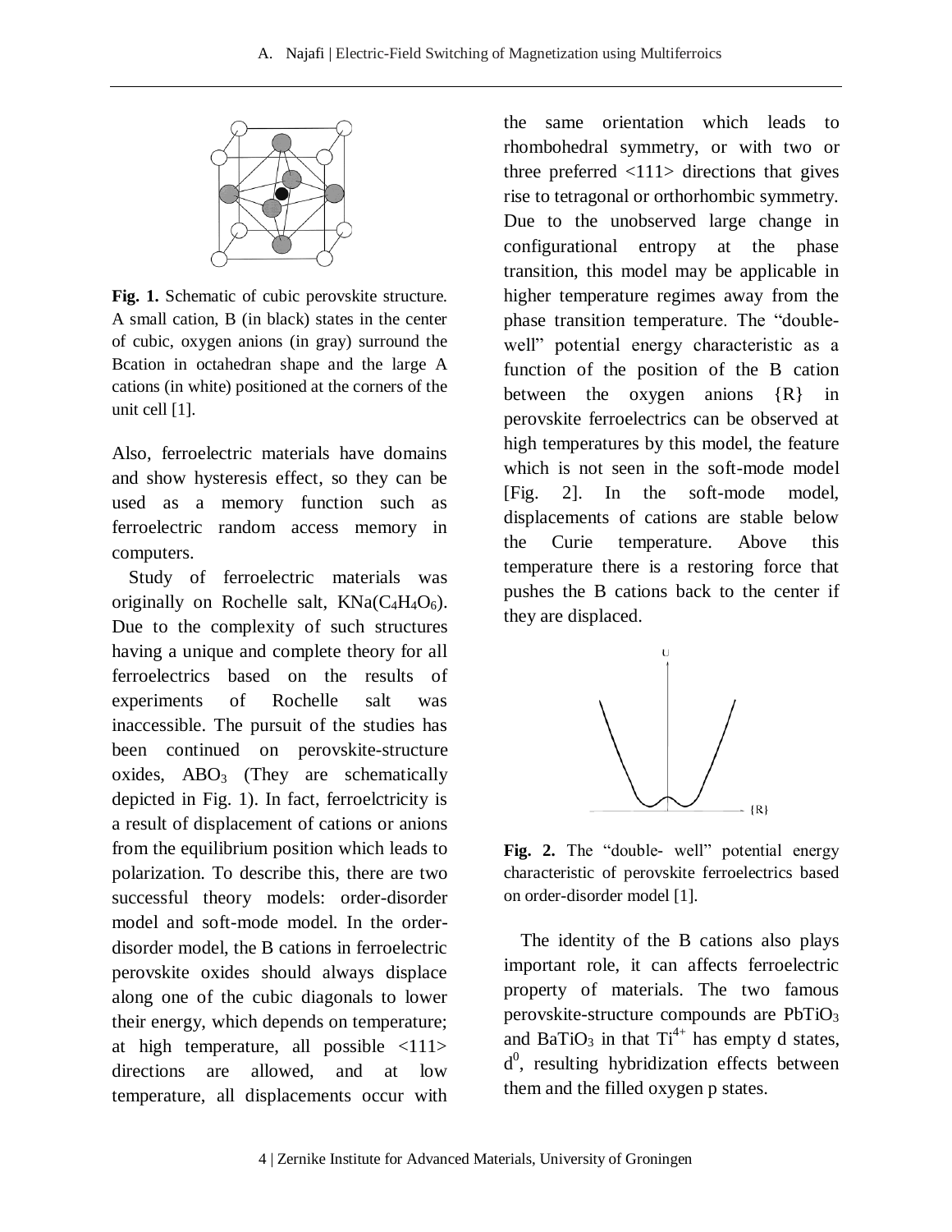**Fig. 1.** Schematic of cubic perovskite structure. A small cation, B (in black) states in the center of cubic, oxygen anions (in gray) surround the Bcation in octahedran shape and the large A cations (in white) positioned at the corners of the unit cell [1].

Also, ferroelectric materials have domains and show hysteresis effect, so they can be used as a memory function such as ferroelectric random access memory in computers.

Study of ferroelectric materials was originally on Rochelle salt, $KNa(C_4H_4O_6)$. Due to the complexity of such structures having a unique and complete theory for all ferroelectrics based on the results of experiments of Rochelle salt was inaccessible. The pursuit of the studies has been continued on perovskite-structure oxides, $ABO_3$ (They are schematically depicted in Fig. 1). In fact, ferroelctricity is a result of displacement of cations or anions from the equilibrium position which leads to polarization. To describe this, there are two successful theory models: order-disorder model and soft-mode model. In the order-disorder model, the B cations in ferroelectric perovskite oxides should always displace along one of the cubic diagonals to lower their energy, which depends on temperature; at high temperature, all possible <111> directions are allowed, and at low temperature, all displacements occur with the same orientation which leads to rhombohedral symmetry, or with two or three preferred <111> directions that gives rise to tetragonal or orthorhombic symmetry. Due to the unobserved large change in configurational entropy at the phase transition, this model may be applicable in higher temperature regimes away from the phase transition temperature. The "double-well" potential energy characteristic as a function of the position of the B cation between the oxygen anions {R} in perovskite ferroelectrics can be observed at high temperatures by this model, the feature which is not seen in the soft-mode model [Fig. 2]. In the soft-mode model, displacements of cations are stable below the Curie temperature. Above this temperature there is a restoring force that pushes the B cations back to the center if they are displaced.

**Fig. 2.** The "double- well" potential energy characteristic of perovskite ferroelectrics based on order-disorder model [1].

The identity of the B cations also plays important role, it can affects ferroelectric property of materials. The two famous perovskite-structure compounds are $PbTiO_3$ and $BaTiO_3$ in that $Ti^{4+}$ has empty d states, $d^0$, resulting hybridization effects between them and the filled oxygen p states.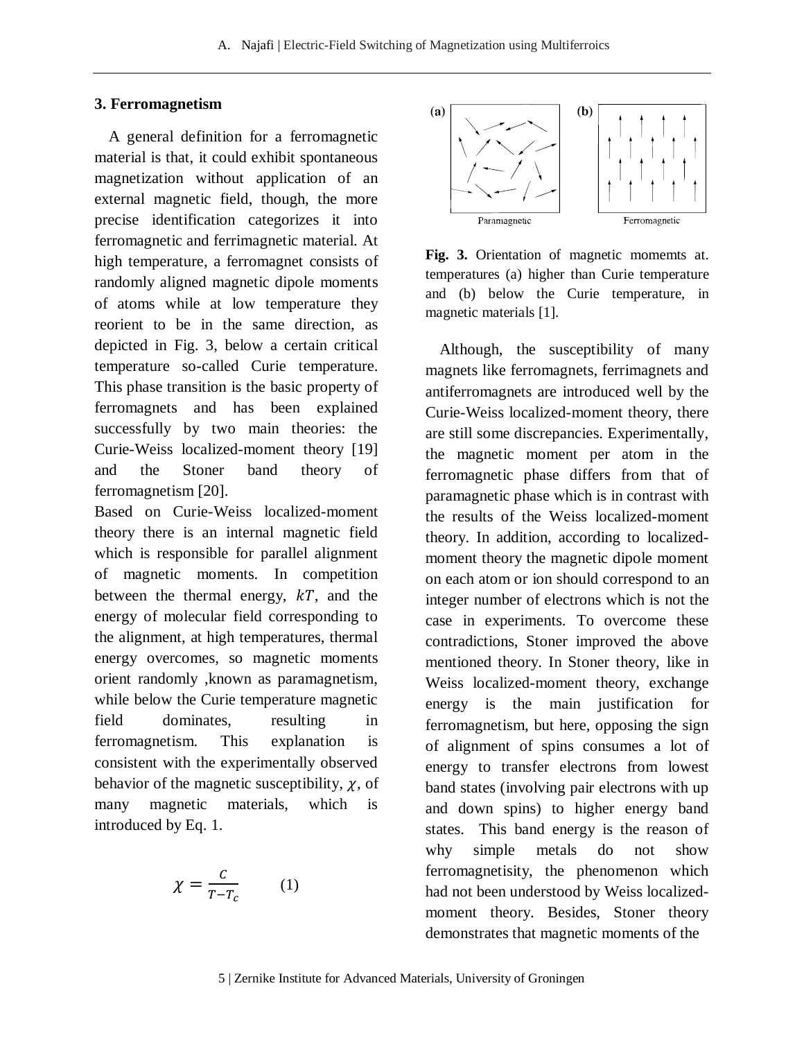## 3. Ferromagnetism

A general definition for a ferromagnetic material is that, it could exhibit spontaneous magnetization without application of an external magnetic field, though, the more precise identification categorizes it into ferromagnetic and ferrimagnetic material. At high temperature, a ferromagnet consists of randomly aligned magnetic dipole moments of atoms while at low temperature they reorient to be in the same direction, as depicted in Fig. 3, below a certain critical temperature so-called Curie temperature. This phase transition is the basic property of ferromagnets and has been explained successfully by two main theories: the Curie-Weiss localized-moment theory [19] and the Stoner band theory of ferromagnetism [20].

Based on Curie-Weiss localized-moment theory there is an internal magnetic field which is responsible for parallel alignment of magnetic moments. In competition between the thermal energy, $kT$, and the energy of molecular field corresponding to the alignment, at high temperatures, thermal energy overcomes, so magnetic moments orient randomly ,known as paramagnetism, while below the Curie temperature magnetic field dominates, resulting in ferromagnetism. This explanation is consistent with the experimentally observed behavior of the magnetic susceptibility, $\chi$, of many magnetic materials, which is introduced by Eq. 1.

$$\chi = \frac{C}{T - T_c} \qquad (1)$$

**Fig. 3.** Orientation of magnetic momemts at. temperatures (a) higher than Curie temperature and (b) below the Curie temperature, in magnetic materials [1].

Although, the susceptibility of many magnets like ferromagnets, ferrimagnets and antiferromagnets are introduced well by the Curie-Weiss localized-moment theory, there are still some discrepancies. Experimentally, the magnetic moment per atom in the ferromagnetic phase differs from that of paramagnetic phase which is in contrast with the results of the Weiss localized-moment theory. In addition, according to localized-moment theory the magnetic dipole moment on each atom or ion should correspond to an integer number of electrons which is not the case in experiments. To overcome these contradictions, Stoner improved the above mentioned theory. In Stoner theory, like in Weiss localized-moment theory, exchange energy is the main justification for ferromagnetism, but here, opposing the sign of alignment of spins consumes a lot of energy to transfer electrons from lowest band states (involving pair electrons with up and down spins) to higher energy band states. This band energy is the reason of why simple metals do not show ferromagnetisity, the phenomenon which had not been understood by Weiss localized-moment theory. Besides, Stoner theory demonstrates that magnetic moments of the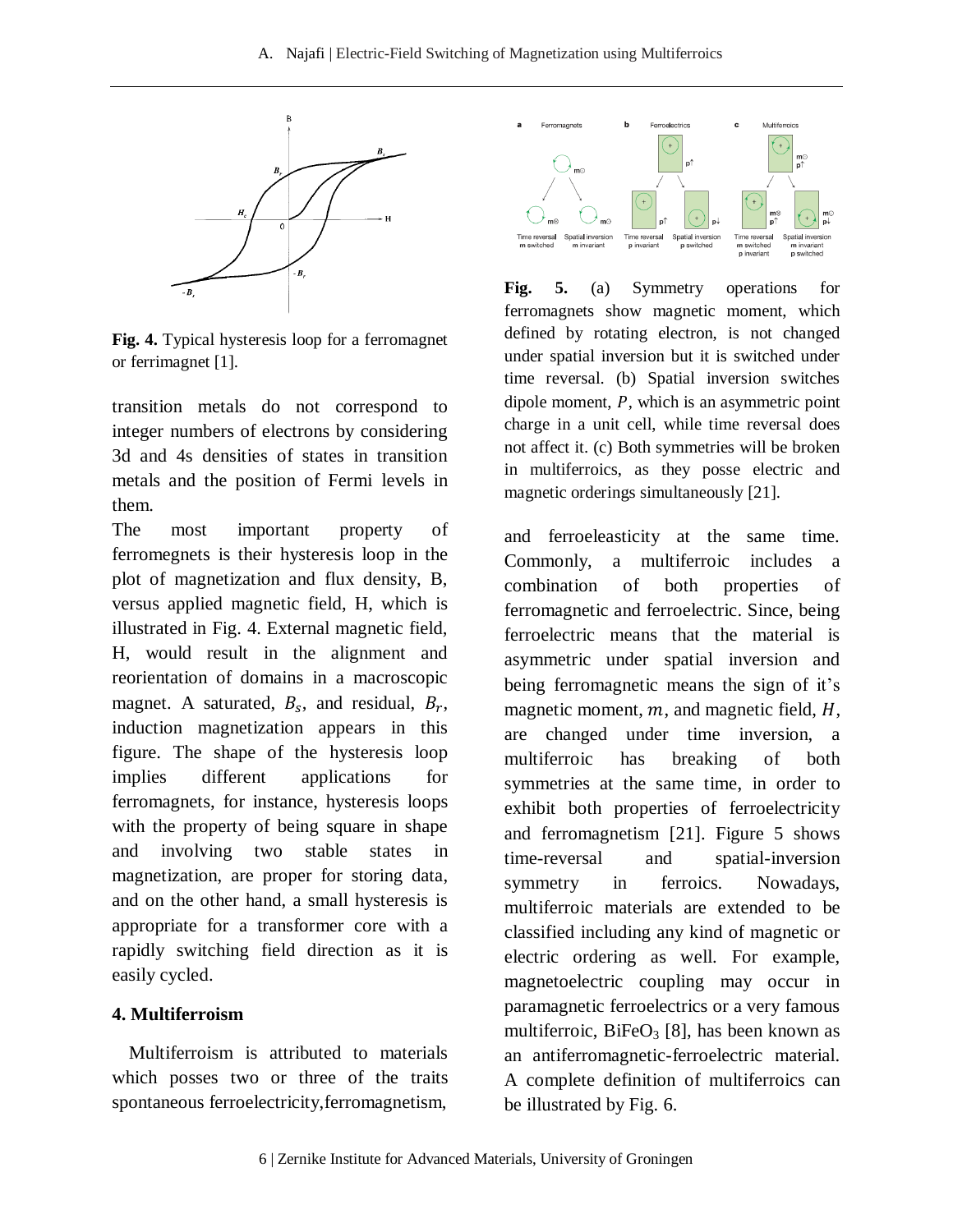**Fig. 4.** Typical hysteresis loop for a ferromagnet or ferrimagnet [1].

transition metals do not correspond to integer numbers of electrons by considering 3d and 4s densities of states in transition metals and the position of Fermi levels in them.

The most important property of ferromegnets is their hysteresis loop in the plot of magnetization and flux density, B, versus applied magnetic field, H, which is illustrated in Fig. 4. External magnetic field, H, would result in the alignment and reorientation of domains in a macroscopic magnet. A saturated, $B_s$, and residual, $B_r$, induction magnetization appears in this figure. The shape of the hysteresis loop implies different applications for ferromagnets, for instance, hysteresis loops with the property of being square in shape and involving two stable states in magnetization, are proper for storing data, and on the other hand, a small hysteresis is appropriate for a transformer core with a rapidly switching field direction as it is easily cycled.

## 4. Multiferroism

Multiferroism is attributed to materials which posses two or three of the traits spontaneous ferroelectricity,ferromagnetism, and ferroeleasticity at the same time. Commonly, a multiferroic includes a combination of both properties of ferromagnetic and ferroelectric. Since, being ferroelectric means that the material is asymmetric under spatial inversion and being ferromagnetic means the sign of it's magnetic moment, $m$, and magnetic field, $H$, are changed under time inversion, a multiferroic has breaking of both symmetries at the same time, in order to exhibit both properties of ferroelectricity and ferromagnetism [21]. Figure 5 shows time-reversal and spatial-inversion symmetry in ferroics. Nowadays, multiferroic materials are extended to be classified including any kind of magnetic or electric ordering as well. For example, magnetoelectric coupling may occur in paramagnetic ferroelectrics or a very famous multiferroic, $BiFeO_3$ [8], has been known as an antiferromagnetic-ferroelectric material. A complete definition of multiferroics can be illustrated by Fig. 6.

**Fig. 5.** (a) Symmetry operations for ferromagnets show magnetic moment, which defined by rotating electron, is not changed under spatial inversion but it is switched under time reversal. (b) Spatial inversion switches dipole moment, $P$, which is an asymmetric point charge in a unit cell, while time reversal does not affect it. (c) Both symmetries will be broken in multiferroics, as they posse electric and magnetic orderings simultaneously [21].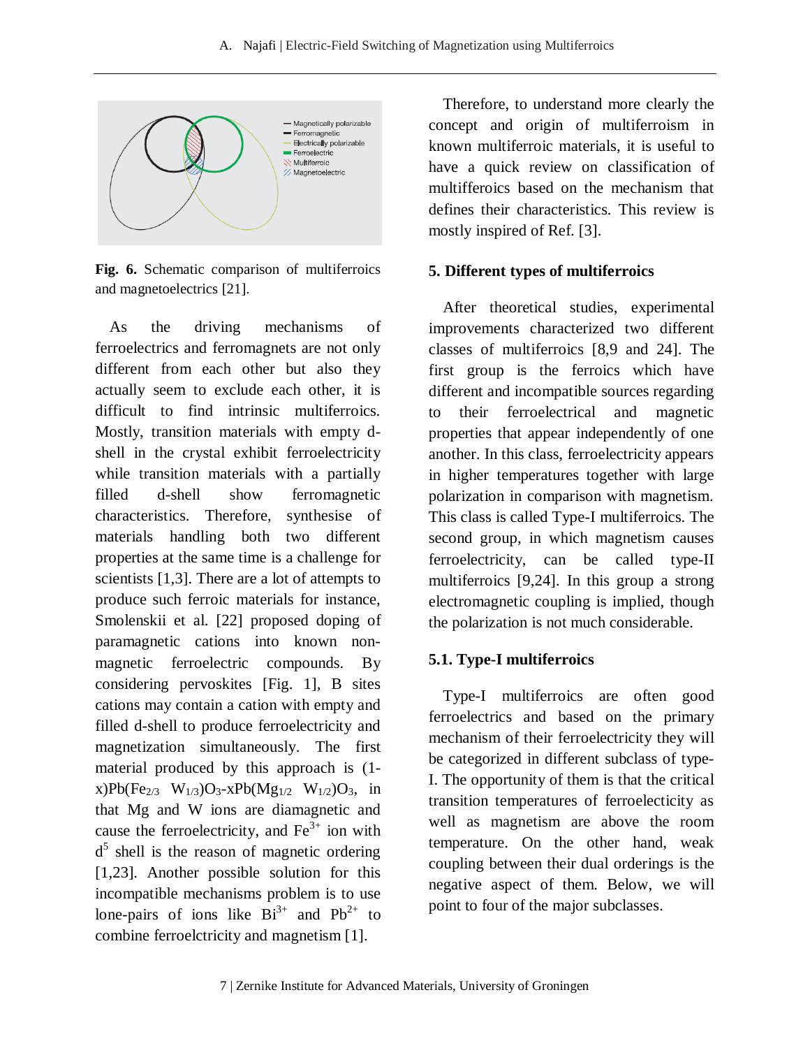Fig. 6. Schematic comparison of multiferroics and magnetoelectrics [21].

As the driving mechanisms of ferroelectrics and ferromagnets are not only different from each other but also they actually seem to exclude each other, it is difficult to find intrinsic multiferroics. Mostly, transition materials with empty d-shell in the crystal exhibit ferroelectricity while transition materials with a partially filled d-shell show ferromagnetic characteristics. Therefore, synthesise of materials handling both two different properties at the same time is a challenge for scientists [1,3]. There are a lot of attempts to produce such ferroic materials for instance, Smolenskii et al. [22] proposed doping of paramagnetic cations into known non-magnetic ferroelectric compounds. By considering pervoskites [Fig. 1], B sites cations may contain a cation with empty and filled d-shell to produce ferroelectricity and magnetization simultaneously. The first material produced by this approach is (1-x)$Pb(Fe_{2/3}\ W_{1/3})O_3$-x$Pb(Mg_{1/2}\ W_{1/2})O_3$, in that Mg and W ions are diamagnetic and cause the ferroelectricity, and $Fe^{3+}$ ion with $d^5$ shell is the reason of magnetic ordering [1,23]. Another possible solution for this incompatible mechanisms problem is to use lone-pairs of ions like $Bi^{3+}$ and $Pb^{2+}$ to combine ferroelctricity and magnetism [1].

Therefore, to understand more clearly the concept and origin of multiferroism in known multiferroic materials, it is useful to have a quick review on classification of multifferoics based on the mechanism that defines their characteristics. This review is mostly inspired of Ref. [3].

## 5. Different types of multiferroics

After theoretical studies, experimental improvements characterized two different classes of multiferroics [8,9 and 24]. The first group is the ferroics which have different and incompatible sources regarding to their ferroelectrical and magnetic properties that appear independently of one another. In this class, ferroelectricity appears in higher temperatures together with large polarization in comparison with magnetism. This class is called Type-I multiferroics. The second group, in which magnetism causes ferroelectricity, can be called type-II multiferroics [9,24]. In this group a strong electromagnetic coupling is implied, though the polarization is not much considerable.

### 5.1. Type-I multiferroics

Type-I multiferroics are often good ferroelectrics and based on the primary mechanism of their ferroelectricity they will be categorized in different subclass of type-I. The opportunity of them is that the critical transition temperatures of ferroelecticity as well as magnetism are above the room temperature. On the other hand, weak coupling between their dual orderings is the negative aspect of them. Below, we will point to four of the major subclasses.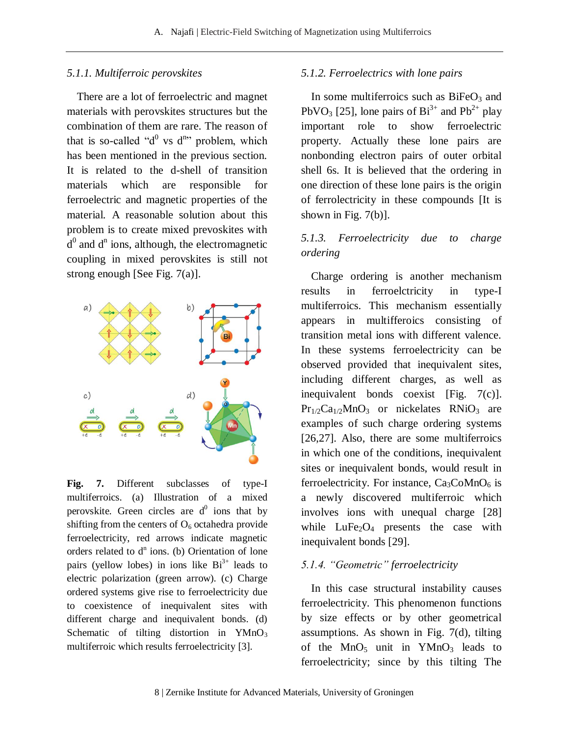### 5.1.1. Multiferroic perovskites

There are a lot of ferroelectric and magnet materials with perovskites structures but the combination of them are rare. The reason of that is so-called "$d^0$ vs $d^n$" problem, which has been mentioned in the previous section. It is related to the d-shell of transition materials which are responsible for ferroelectric and magnetic properties of the material. A reasonable solution about this problem is to create mixed prevoskites with $d^0$ and $d^n$ ions, although, the electromagnetic coupling in mixed perovskites is still not strong enough [See Fig. 7(a)].

**Fig. 7.** Different subclasses of type-I multiferroics. (a) Illustration of a mixed perovskite. Green circles are $d^0$ ions that by shifting from the centers of $O_6$ octahedra provide ferroelectricity, red arrows indicate magnetic orders related to $d^n$ ions. (b) Orientation of lone pairs (yellow lobes) in ions like $Bi^{3+}$ leads to electric polarization (green arrow). (c) Charge ordered systems give rise to ferroelectricity due to coexistence of inequivalent sites with different charge and inequivalent bonds. (d) Schematic of tilting distortion in $YMnO_3$ multiferroic which results ferroelectricity [3].

### 5.1.2. Ferroelectrics with lone pairs

In some multiferroics such as $BiFeO_3$ and $PbVO_3$ [25], lone pairs of $Bi^{3+}$ and $Pb^{2+}$ play important role to show ferroelectric property. Actually these lone pairs are nonbonding electron pairs of outer orbital shell 6s. It is believed that the ordering in one direction of these lone pairs is the origin of ferrolectricity in these compounds [It is shown in Fig. 7(b)].

### 5.1.3. Ferroelectricity due to charge ordering

Charge ordering is another mechanism results in ferroelctricity in type-I multiferroics. This mechanism essentially appears in multifferoics consisting of transition metal ions with different valence. In these systems ferroelectricity can be observed provided that inequivalent sites, including different charges, as well as inequivalent bonds coexist [Fig. 7(c)]. $Pr_{1/2}Ca_{1/2}MnO_3$ or nickelates $RNiO_3$ are examples of such charge ordering systems [26,27]. Also, there are some multiferroics in which one of the conditions, inequivalent sites or inequivalent bonds, would result in ferroelectricity. For instance, $Ca_3CoMnO_6$ is a newly discovered multiferroic which involves ions with unequal charge [28] while $LuFe_2O_4$ presents the case with inequivalent bonds [29].

### 5.1.4. "Geometric" ferroelectricity

In this case structural instability causes ferroelectricity. This phenomenon functions by size effects or by other geometrical assumptions. As shown in Fig. 7(d), tilting of the $MnO_5$ unit in $YMnO_3$ leads to ferroelectricity; since by this tilting The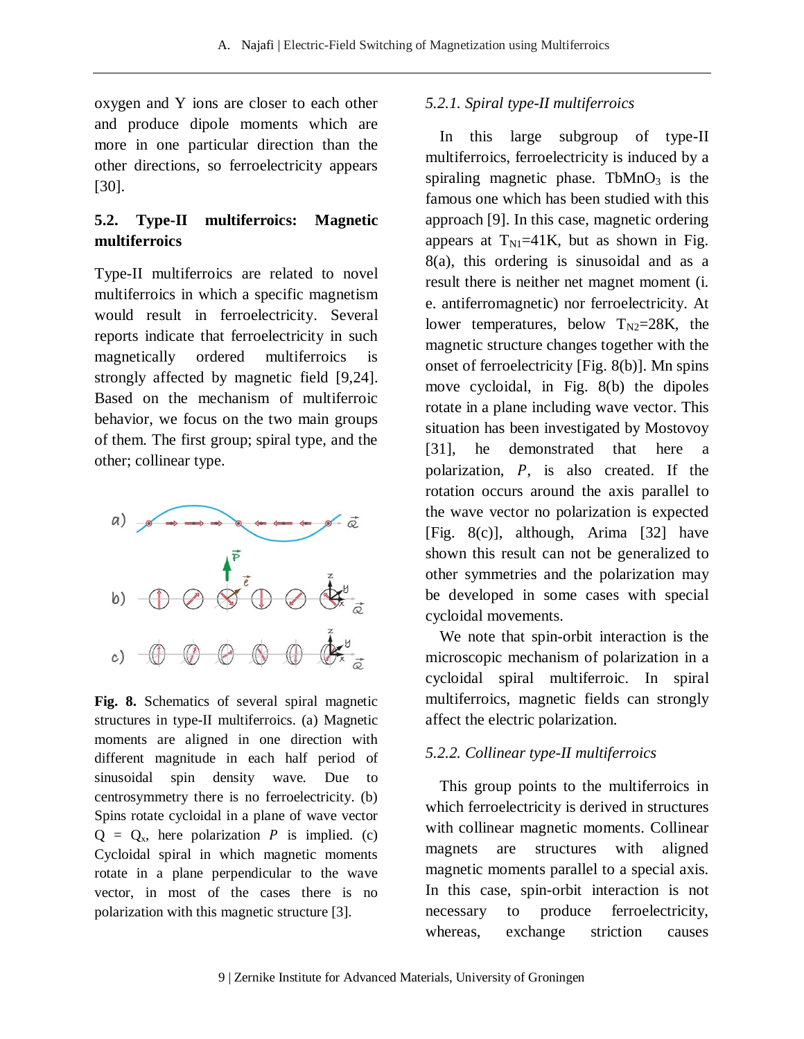oxygen and Y ions are closer to each other and produce dipole moments which are more in one particular direction than the other directions, so ferroelectricity appears [30].

### 5.2. Type-II multiferroics: Magnetic multiferroics

Type-II multiferroics are related to novel multiferroics in which a specific magnetism would result in ferroelectricity. Several reports indicate that ferroelectricity in such magnetically ordered multiferroics is strongly affected by magnetic field [9,24]. Based on the mechanism of multiferroic behavior, we focus on the two main groups of them. The first group; spiral type, and the other; collinear type.

**Fig. 8.** Schematics of several spiral magnetic structures in type-II multiferroics. (a) Magnetic moments are aligned in one direction with different magnitude in each half period of sinusoidal spin density wave. Due to centrosymmetry there is no ferroelectricity. (b) Spins rotate cycloidal in a plane of wave vector $Q = Q_x$, here polarization $P$ is implied. (c) Cycloidal spiral in which magnetic moments rotate in a plane perpendicular to the wave vector, in most of the cases there is no polarization with this magnetic structure [3].

#### *5.2.1. Spiral type-II multiferroics*

In this large subgroup of type-II multiferroics, ferroelectricity is induced by a spiraling magnetic phase. $TbMnO_3$ is the famous one which has been studied with this approach [9]. In this case, magnetic ordering appears at $T_{N1}$=41K, but as shown in Fig. 8(a), this ordering is sinusoidal and as a result there is neither net magnet moment (i. e. antiferromagnetic) nor ferroelectricity. At lower temperatures, below $T_{N2}$=28K, the magnetic structure changes together with the onset of ferroelectricity [Fig. 8(b)]. Mn spins move cycloidal, in Fig. 8(b) the dipoles rotate in a plane including wave vector. This situation has been investigated by Mostovoy [31], he demonstrated that here a polarization, $P$, is also created. If the rotation occurs around the axis parallel to the wave vector no polarization is expected [Fig. 8(c)], although, Arima [32] have shown this result can not be generalized to other symmetries and the polarization may be developed in some cases with special cycloidal movements.

We note that spin-orbit interaction is the microscopic mechanism of polarization in a cycloidal spiral multiferroic. In spiral multiferroics, magnetic fields can strongly affect the electric polarization.

#### *5.2.2. Collinear type-II multiferroics*

This group points to the multiferroics in which ferroelectricity is derived in structures with collinear magnetic moments. Collinear magnets are structures with aligned magnetic moments parallel to a special axis. In this case, spin-orbit interaction is not necessary to produce ferroelectricity, whereas, exchange striction causes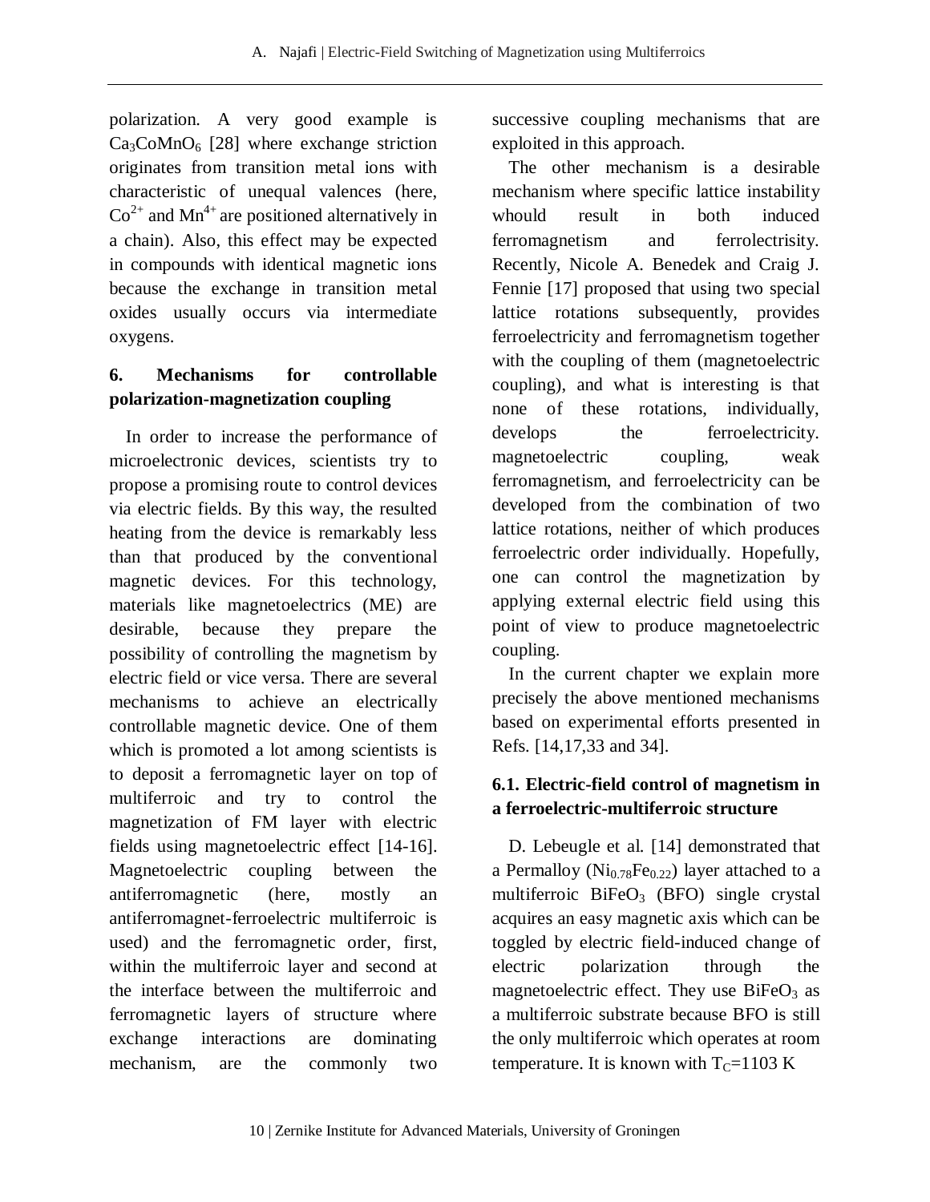polarization. A very good example is $Ca_3CoMnO_6$ [28] where exchange striction originates from transition metal ions with characteristic of unequal valences (here, $Co^{2+}$ and $Mn^{4+}$ are positioned alternatively in a chain). Also, this effect may be expected in compounds with identical magnetic ions because the exchange in transition metal oxides usually occurs via intermediate oxygens.

## 6. Mechanisms for controllable polarization-magnetization coupling

In order to increase the performance of microelectronic devices, scientists try to propose a promising route to control devices via electric fields. By this way, the resulted heating from the device is remarkably less than that produced by the conventional magnetic devices. For this technology, materials like magnetoelectrics (ME) are desirable, because they prepare the possibility of controlling the magnetism by electric field or vice versa. There are several mechanisms to achieve an electrically controllable magnetic device. One of them which is promoted a lot among scientists is to deposit a ferromagnetic layer on top of multiferroic and try to control the magnetization of FM layer with electric fields using magnetoelectric effect [14-16]. Magnetoelectric coupling between the antiferromagnetic (here, mostly an antiferromagnet-ferroelectric multiferroic is used) and the ferromagnetic order, first, within the multiferroic layer and second at the interface between the multiferroic and ferromagnetic layers of structure where exchange interactions are dominating mechanism, are the commonly two successive coupling mechanisms that are exploited in this approach.

The other mechanism is a desirable mechanism where specific lattice instability whould result in both induced ferromagnetism and ferrolectrisity. Recently, Nicole A. Benedek and Craig J. Fennie [17] proposed that using two special lattice rotations subsequently, provides ferroelectricity and ferromagnetism together with the coupling of them (magnetoelectric coupling), and what is interesting is that none of these rotations, individually, develops the ferroelectricity. magnetoelectric coupling, weak ferromagnetism, and ferroelectricity can be developed from the combination of two lattice rotations, neither of which produces ferroelectric order individually. Hopefully, one can control the magnetization by applying external electric field using this point of view to produce magnetoelectric coupling.

In the current chapter we explain more precisely the above mentioned mechanisms based on experimental efforts presented in Refs. [14,17,33 and 34].

### 6.1. Electric-field control of magnetism in a ferroelectric-multiferroic structure

D. Lebeugle et al. [14] demonstrated that a Permalloy ($Ni_{0.78}Fe_{0.22}$) layer attached to a multiferroic $BiFeO_3$ (BFO) single crystal acquires an easy magnetic axis which can be toggled by electric field-induced change of electric polarization through the magnetoelectric effect. They use $BiFeO_3$ as a multiferroic substrate because BFO is still the only multiferroic which operates at room temperature. It is known with $T_C$=1103 K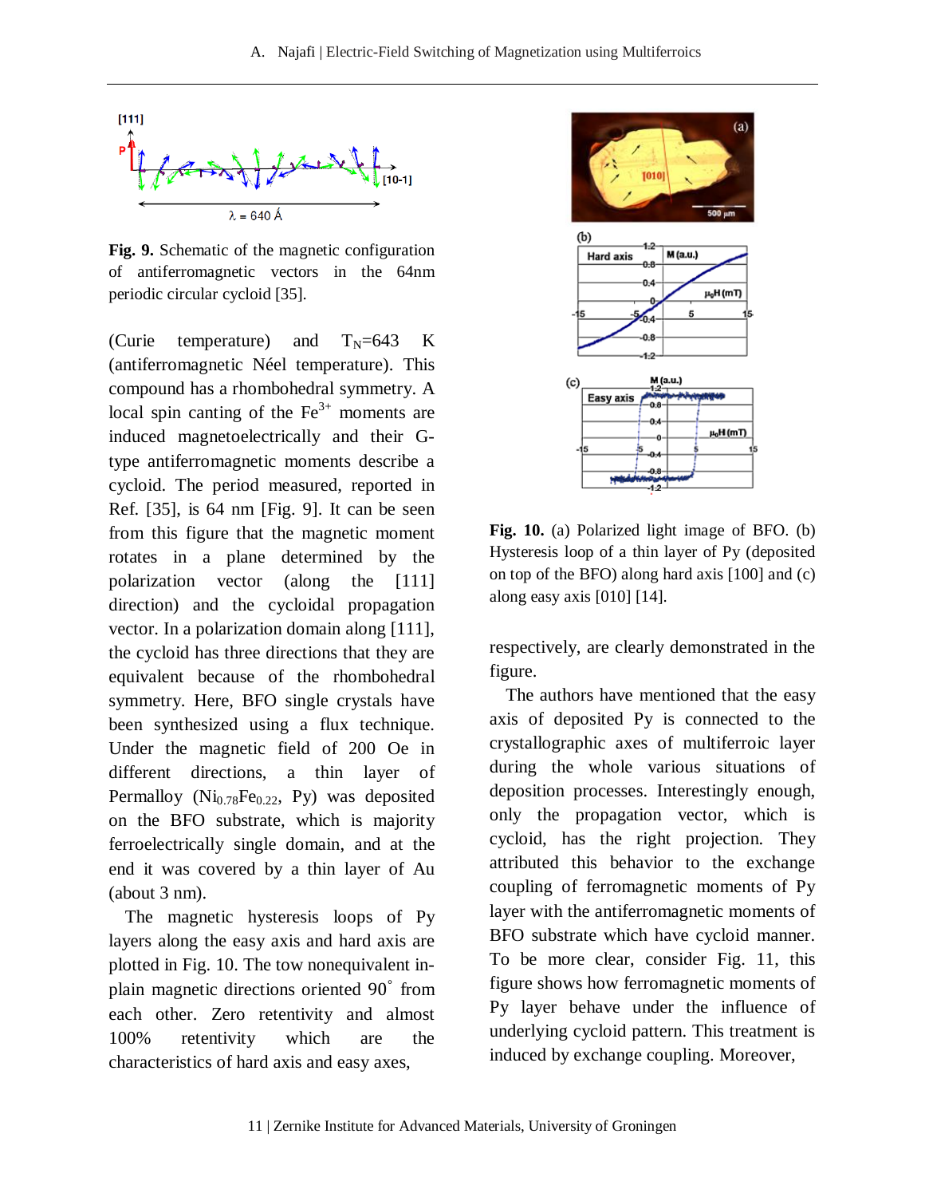**Fig. 9.** Schematic of the magnetic configuration of antiferromagnetic vectors in the 64nm periodic circular cycloid [35].

(Curie temperature) and $T_N$=643 K (antiferromagnetic Néel temperature). This compound has a rhombohedral symmetry. A local spin canting of the $Fe^{3+}$ moments are induced magnetoelectrically and their G-type antiferromagnetic moments describe a cycloid. The period measured, reported in Ref. [35], is 64 nm [Fig. 9]. It can be seen from this figure that the magnetic moment rotates in a plane determined by the polarization vector (along the [111] direction) and the cycloidal propagation vector. In a polarization domain along [111], the cycloid has three directions that they are equivalent because of the rhombohedral symmetry. Here, BFO single crystals have been synthesized using a flux technique. Under the magnetic field of 200 Oe in different directions, a thin layer of Permalloy ($Ni_{0.78}Fe_{0.22}$, Py) was deposited on the BFO substrate, which is majority ferroelectrically single domain, and at the end it was covered by a thin layer of Au (about 3 nm).

The magnetic hysteresis loops of Py layers along the easy axis and hard axis are plotted in Fig. 10. The tow nonequivalent in-plain magnetic directions oriented 90˚ from each other. Zero retentivity and almost 100% retentivity which are the characteristics of hard axis and easy axes,

**Fig. 10.** (a) Polarized light image of BFO. (b) Hysteresis loop of a thin layer of Py (deposited on top of the BFO) along hard axis [100] and (c) along easy axis [010] [14].

respectively, are clearly demonstrated in the figure.

The authors have mentioned that the easy axis of deposited Py is connected to the crystallographic axes of multiferroic layer during the whole various situations of deposition processes. Interestingly enough, only the propagation vector, which is cycloid, has the right projection. They attributed this behavior to the exchange coupling of ferromagnetic moments of Py layer with the antiferromagnetic moments of BFO substrate which have cycloid manner. To be more clear, consider Fig. 11, this figure shows how ferromagnetic moments of Py layer behave under the influence of underlying cycloid pattern. This treatment is induced by exchange coupling. Moreover,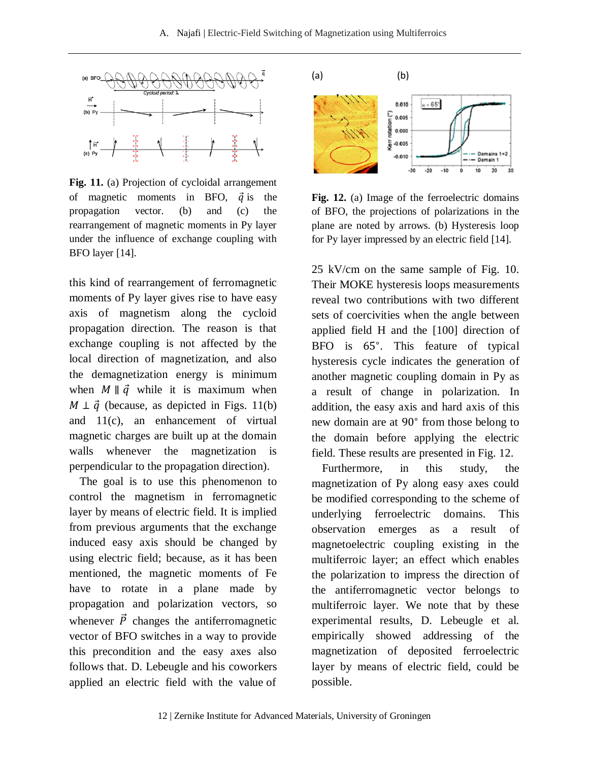**Fig. 11.** (a) Projection of cycloidal arrangement of magnetic moments in BFO, $\vec{q}$ is the propagation vector. (b) and (c) the rearrangement of magnetic moments in Py layer under the influence of exchange coupling with BFO layer [14].

this kind of rearrangement of ferromagnetic moments of Py layer gives rise to have easy axis of magnetism along the cycloid propagation direction. The reason is that exchange coupling is not affected by the local direction of magnetization, and also the demagnetization energy is minimum when $M \parallel \vec{q}$ while it is maximum when $M \perp \vec{q}$ (because, as depicted in Figs. 11(b) and 11(c), an enhancement of virtual magnetic charges are built up at the domain walls whenever the magnetization is perpendicular to the propagation direction).

The goal is to use this phenomenon to control the magnetism in ferromagnetic layer by means of electric field. It is implied from previous arguments that the exchange induced easy axis should be changed by using electric field; because, as it has been mentioned, the magnetic moments of Fe have to rotate in a plane made by propagation and polarization vectors, so whenever $\vec{P}$ changes the antiferromagnetic vector of BFO switches in a way to provide this precondition and the easy axes also follows that. D. Lebeugle and his coworkers applied an electric field with the value of 25 kV/cm on the same sample of Fig. 10. Their MOKE hysteresis loops measurements reveal two contributions with two different sets of coercivities when the angle between applied field H and the [100] direction of BFO is 65°. This feature of typical hysteresis cycle indicates the generation of another magnetic coupling domain in Py as a result of change in polarization. In addition, the easy axis and hard axis of this new domain are at 90° from those belong to the domain before applying the electric field. These results are presented in Fig. 12.

**Fig. 12.** (a) Image of the ferroelectric domains of BFO, the projections of polarizations in the plane are noted by arrows. (b) Hysteresis loop for Py layer impressed by an electric field [14].

Furthermore, in this study, the magnetization of Py along easy axes could be modified corresponding to the scheme of underlying ferroelectric domains. This observation emerges as a result of magnetoelectric coupling existing in the multiferroic layer; an effect which enables the polarization to impress the direction of the antiferromagnetic vector belongs to multiferroic layer. We note that by these experimental results, D. Lebeugle et al. empirically showed addressing of the magnetization of deposited ferroelectric layer by means of electric field, could be possible.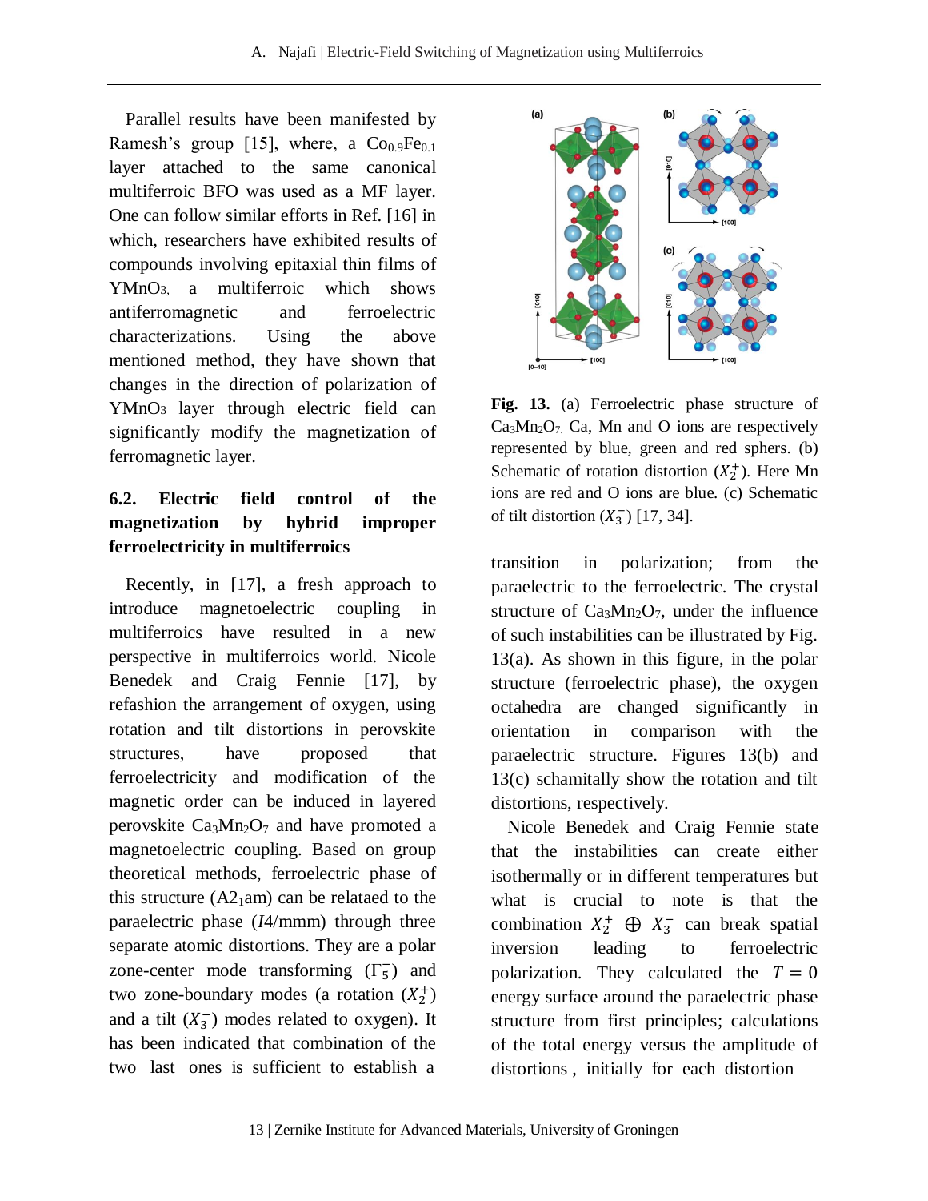Parallel results have been manifested by Ramesh's group [15], where, a $Co_{0.9}Fe_{0.1}$ layer attached to the same canonical multiferroic BFO was used as a MF layer. One can follow similar efforts in Ref. [16] in which, researchers have exhibited results of compounds involving epitaxial thin films of $YMnO_3$, a multiferroic which shows antiferromagnetic and ferroelectric characterizations. Using the above mentioned method, they have shown that changes in the direction of polarization of $YMnO_3$ layer through electric field can significantly modify the magnetization of ferromagnetic layer.

### 6.2. Electric field control of the magnetization by hybrid improper ferroelectricity in multiferroics

Recently, in [17], a fresh approach to introduce magnetoelectric coupling in multiferroics have resulted in a new perspective in multiferroics world. Nicole Benedek and Craig Fennie [17], by refashion the arrangement of oxygen, using rotation and tilt distortions in perovskite structures, have proposed that ferroelectricity and modification of the magnetic order can be induced in layered perovskite $Ca_3Mn_2O_7$ and have promoted a magnetoelectric coupling. Based on group theoretical methods, ferroelectric phase of this structure ($A2_1am$) can be relataed to the paraelectric phase ($I4/mmm$) through three separate atomic distortions. They are a polar zone-center mode transforming ($\Gamma_5^-$) and two zone-boundary modes (a rotation ($X_2^+$) and a tilt ($X_3^-$) modes related to oxygen). It has been indicated that combination of the two last ones is sufficient to establish a transition in polarization; from the paraelectric to the ferroelectric. The crystal structure of $Ca_3Mn_2O_7$, under the influence of such instabilities can be illustrated by Fig. 13(a). As shown in this figure, in the polar structure (ferroelectric phase), the oxygen octahedra are changed significantly in orientation in comparison with the paraelectric structure. Figures 13(b) and 13(c) schamitally show the rotation and tilt distortions, respectively.

**Fig. 13.** (a) Ferroelectric phase structure of $Ca_3Mn_2O_7$. Ca, Mn and O ions are respectively represented by blue, green and red sphers. (b) Schematic of rotation distortion ($X_2^+$). Here Mn ions are red and O ions are blue. (c) Schematic of tilt distortion ($X_3^-$) [17, 34].

Nicole Benedek and Craig Fennie state that the instabilities can create either isothermally or in different temperatures but what is crucial to note is that the combination $X_2^+ \oplus X_3^-$ can break spatial inversion leading to ferroelectric polarization. They calculated the $T = 0$ energy surface around the paraelectric phase structure from first principles; calculations of the total energy versus the amplitude of distortions , initially for each distortion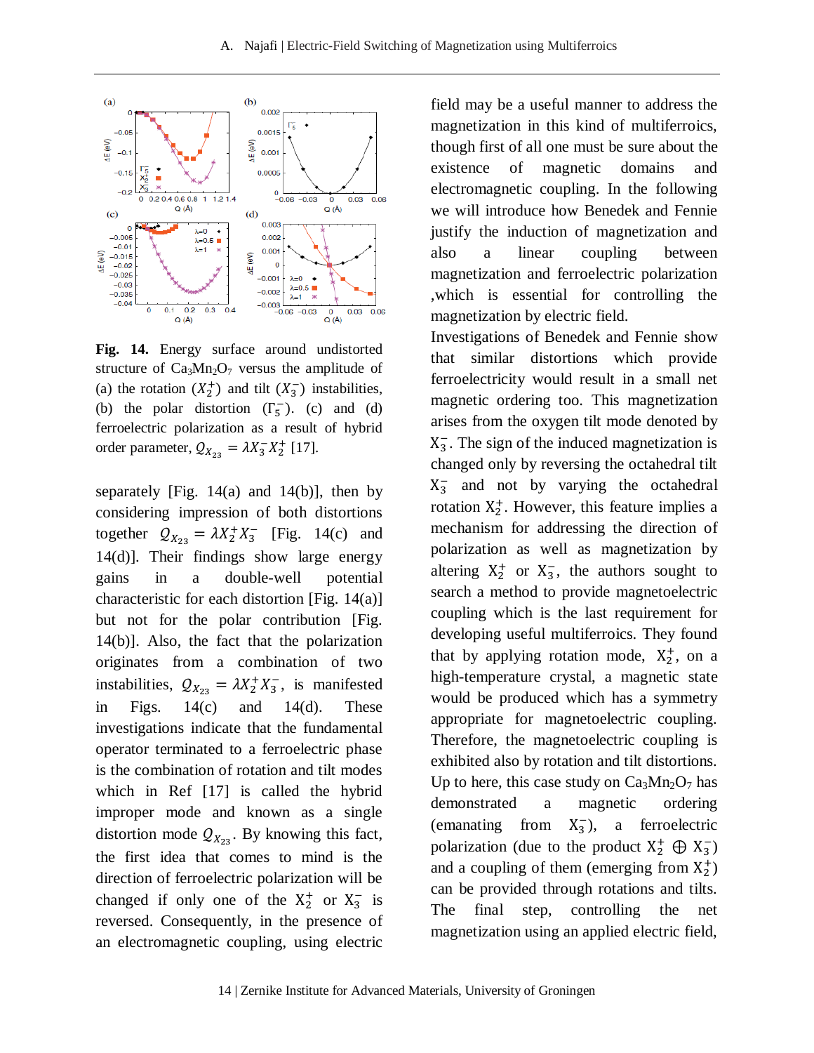**Fig. 14.** Energy surface around undistorted structure of $Ca_3Mn_2O_7$ versus the amplitude of (a) the rotation ($X_2^+$) and tilt ($X_3^-$) instabilities, (b) the polar distortion ($\Gamma_5^-$). (c) and (d) ferroelectric polarization as a result of hybrid order parameter, $Q_{X_{23}} = \lambda X_3^- X_2^+$ [17].

separately [Fig. 14(a) and 14(b)], then by considering impression of both distortions together $Q_{X_{23}} = \lambda X_2^+ X_3^-$ [Fig. 14(c) and 14(d)]. Their findings show large energy gains in a double-well potential characteristic for each distortion [Fig. 14(a)] but not for the polar contribution [Fig. 14(b)]. Also, the fact that the polarization originates from a combination of two instabilities, $Q_{X_{23}} = \lambda X_2^+ X_3^-$, is manifested in Figs. 14(c) and 14(d). These investigations indicate that the fundamental operator terminated to a ferroelectric phase is the combination of rotation and tilt modes which in Ref [17] is called the hybrid improper mode and known as a single distortion mode $Q_{X_{23}}$. By knowing this fact, the first idea that comes to mind is the direction of ferroelectric polarization will be changed if only one of the $X_2^+$ or $X_3^-$ is reversed. Consequently, in the presence of an electromagnetic coupling, using electric field may be a useful manner to address the magnetization in this kind of multiferroics, though first of all one must be sure about the existence of magnetic domains and electromagnetic coupling. In the following we will introduce how Benedek and Fennie justify the induction of magnetization and also a linear coupling between magnetization and ferroelectric polarization ,which is essential for controlling the magnetization by electric field.

Investigations of Benedek and Fennie show that similar distortions which provide ferroelectricity would result in a small net magnetic ordering too. This magnetization arises from the oxygen tilt mode denoted by $X_3^-$. The sign of the induced magnetization is changed only by reversing the octahedral tilt $X_3^-$ and not by varying the octahedral rotation $X_2^+$. However, this feature implies a mechanism for addressing the direction of polarization as well as magnetization by altering $X_2^+$ or $X_3^-$, the authors sought to search a method to provide magnetoelectric coupling which is the last requirement for developing useful multiferroics. They found that by applying rotation mode, $X_2^+$, on a high-temperature crystal, a magnetic state would be produced which has a symmetry appropriate for magnetoelectric coupling. Therefore, the magnetoelectric coupling is exhibited also by rotation and tilt distortions. Up to here, this case study on $Ca_3Mn_2O_7$ has demonstrated a magnetic ordering (emanating from $X_3^-$), a ferroelectric polarization (due to the product $X_2^+ \oplus X_3^-$) and a coupling of them (emerging from $X_2^+$) can be provided through rotations and tilts. The final step, controlling the net magnetization using an applied electric field,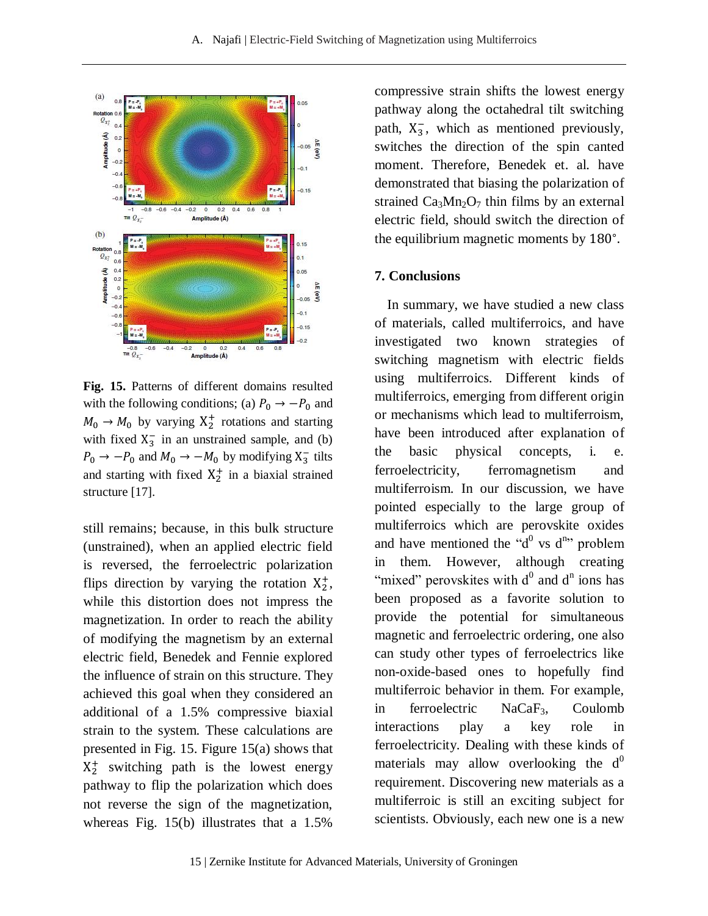**Fig. 15.** Patterns of different domains resulted with the following conditions; (a) $P_0 \rightarrow -P_0$ and $M_0 \rightarrow M_0$ by varying $X_2^+$ rotations and starting with fixed $X_3^-$ in an unstrained sample, and (b) $P_0 \rightarrow -P_0$ and $M_0 \rightarrow -M_0$ by modifying $X_3^-$ tilts and starting with fixed $X_2^+$ in a biaxial strained structure [17].

still remains; because, in this bulk structure (unstrained), when an applied electric field is reversed, the ferroelectric polarization flips direction by varying the rotation $X_2^+$, while this distortion does not impress the magnetization. In order to reach the ability of modifying the magnetism by an external electric field, Benedek and Fennie explored the influence of strain on this structure. They achieved this goal when they considered an additional of a 1.5% compressive biaxial strain to the system. These calculations are presented in Fig. 15. Figure 15(a) shows that $X_2^+$ switching path is the lowest energy pathway to flip the polarization which does not reverse the sign of the magnetization, whereas Fig. 15(b) illustrates that a 1.5% compressive strain shifts the lowest energy pathway along the octahedral tilt switching path, $X_3^-$, which as mentioned previously, switches the direction of the spin canted moment. Therefore, Benedek et. al. have demonstrated that biasing the polarization of strained $Ca_3Mn_2O_7$ thin films by an external electric field, should switch the direction of the equilibrium magnetic moments by $180°$.

## 7. Conclusions

In summary, we have studied a new class of materials, called multiferroics, and have investigated two known strategies of switching magnetism with electric fields using multiferroics. Different kinds of multiferroics, emerging from different origin or mechanisms which lead to multiferroism, have been introduced after explanation of the basic physical concepts, i. e. ferroelectricity, ferromagnetism and multiferroism. In our discussion, we have pointed especially to the large group of multiferroics which are perovskite oxides and have mentioned the "$d^0$ vs $d^n$" problem in them. However, although creating "mixed" perovskites with $d^0$ and $d^n$ ions has been proposed as a favorite solution to provide the potential for simultaneous magnetic and ferroelectric ordering, one also can study other types of ferroelectrics like non-oxide-based ones to hopefully find multiferroic behavior in them. For example, in ferroelectric $NaCaF_3$, Coulomb interactions play a key role in ferroelectricity. Dealing with these kinds of materials may allow overlooking the $d^0$ requirement. Discovering new materials as a multiferroic is still an exciting subject for scientists. Obviously, each new one is a new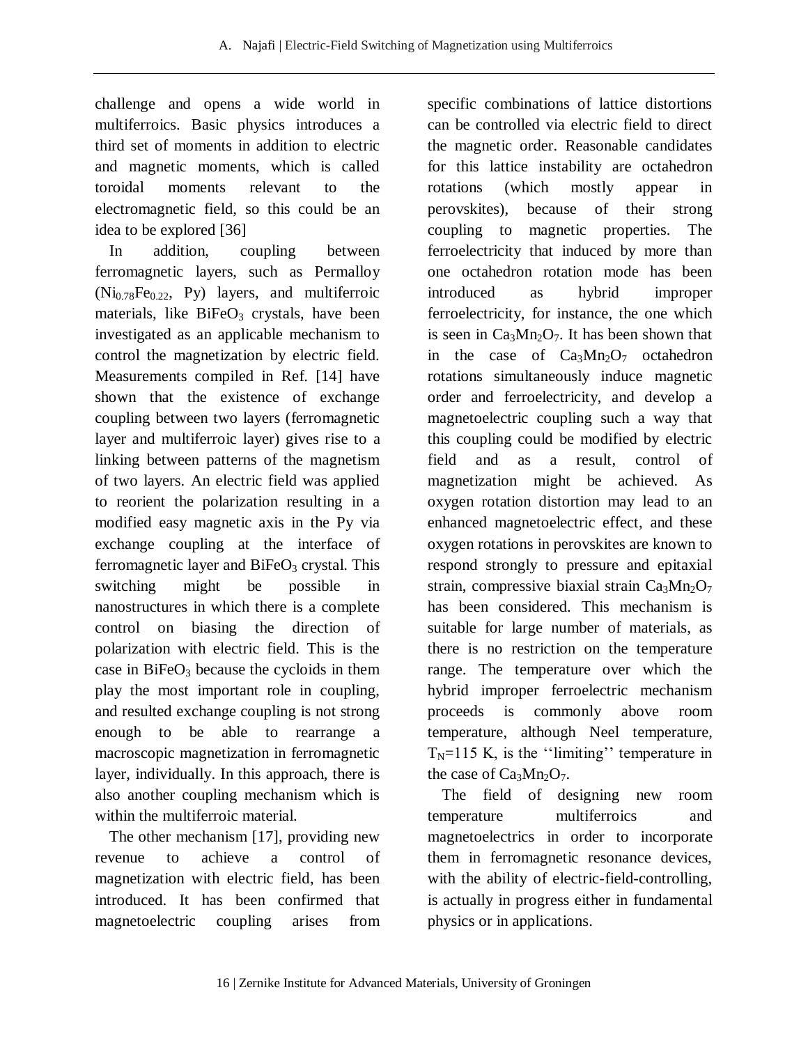challenge and opens a wide world in multiferroics. Basic physics introduces a third set of moments in addition to electric and magnetic moments, which is called toroidal moments relevant to the electromagnetic field, so this could be an idea to be explored [36]

In addition, coupling between ferromagnetic layers, such as Permalloy ($Ni_{0.78}Fe_{0.22}$, Py) layers, and multiferroic materials, like $BiFeO_3$ crystals, have been investigated as an applicable mechanism to control the magnetization by electric field. Measurements compiled in Ref. [14] have shown that the existence of exchange coupling between two layers (ferromagnetic layer and multiferroic layer) gives rise to a linking between patterns of the magnetism of two layers. An electric field was applied to reorient the polarization resulting in a modified easy magnetic axis in the Py via exchange coupling at the interface of ferromagnetic layer and $BiFeO_3$ crystal. This switching might be possible in nanostructures in which there is a complete control on biasing the direction of polarization with electric field. This is the case in $BiFeO_3$ because the cycloids in them play the most important role in coupling, and resulted exchange coupling is not strong enough to be able to rearrange a macroscopic magnetization in ferromagnetic layer, individually. In this approach, there is also another coupling mechanism which is within the multiferroic material.

The other mechanism [17], providing new revenue to achieve a control of magnetization with electric field, has been introduced. It has been confirmed that magnetoelectric coupling arises from specific combinations of lattice distortions can be controlled via electric field to direct the magnetic order. Reasonable candidates for this lattice instability are octahedron rotations (which mostly appear in perovskites), because of their strong coupling to magnetic properties. The ferroelectricity that induced by more than one octahedron rotation mode has been introduced as hybrid improper ferroelectricity, for instance, the one which is seen in $Ca_3Mn_2O_7$. It has been shown that in the case of $Ca_3Mn_2O_7$ octahedron rotations simultaneously induce magnetic order and ferroelectricity, and develop a magnetoelectric coupling such a way that this coupling could be modified by electric field and as a result, control of magnetization might be achieved. As oxygen rotation distortion may lead to an enhanced magnetoelectric effect, and these oxygen rotations in perovskites are known to respond strongly to pressure and epitaxial strain, compressive biaxial strain $Ca_3Mn_2O_7$ has been considered. This mechanism is suitable for large number of materials, as there is no restriction on the temperature range. The temperature over which the hybrid improper ferroelectric mechanism proceeds is commonly above room temperature, although Neel temperature, $T_N$=115 K, is the ''limiting'' temperature in the case of $Ca_3Mn_2O_7$.

The field of designing new room temperature multiferroics and magnetoelectrics in order to incorporate them in ferromagnetic resonance devices, with the ability of electric-field-controlling, is actually in progress either in fundamental physics or in applications.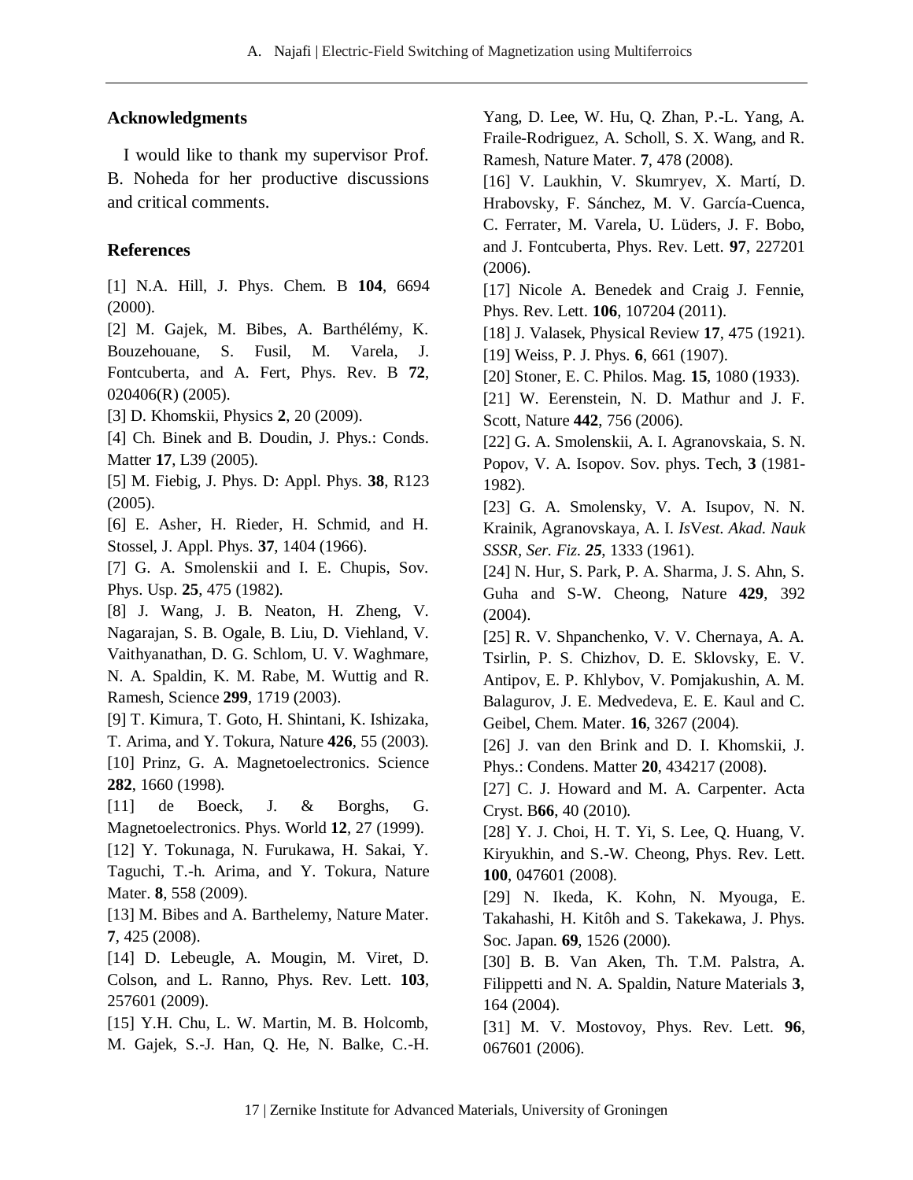## Acknowledgments

I would like to thank my supervisor Prof. B. Noheda for her productive discussions and critical comments.

## References

[1] N.A. Hill, J. Phys. Chem. B **104**, 6694 (2000).

[2] M. Gajek, M. Bibes, A. Barthélémy, K. Bouzehouane, S. Fusil, M. Varela, J. Fontcuberta, and A. Fert, Phys. Rev. B **72**, 020406(R) (2005).

[3] D. Khomskii, Physics **2**, 20 (2009).

[4] Ch. Binek and B. Doudin, J. Phys.: Conds. Matter **17**, L39 (2005).

[5] M. Fiebig, J. Phys. D: Appl. Phys. **38**, R123 (2005).

[6] E. Asher, H. Rieder, H. Schmid, and H. Stossel, J. Appl. Phys. **37**, 1404 (1966).

[7] G. A. Smolenskii and I. E. Chupis, Sov. Phys. Usp. **25**, 475 (1982).

[8] J. Wang, J. B. Neaton, H. Zheng, V. Nagarajan, S. B. Ogale, B. Liu, D. Viehland, V. Vaithyanathan, D. G. Schlom, U. V. Waghmare, N. A. Spaldin, K. M. Rabe, M. Wuttig and R. Ramesh, Science **299**, 1719 (2003).

[9] T. Kimura, T. Goto, H. Shintani, K. Ishizaka, T. Arima, and Y. Tokura, Nature **426**, 55 (2003).

[10] Prinz, G. A. Magnetoelectronics. Science **282**, 1660 (1998).

[11] de Boeck, J. & Borghs, G. Magnetoelectronics. Phys. World **12**, 27 (1999).

[12] Y. Tokunaga, N. Furukawa, H. Sakai, Y. Taguchi, T.-h. Arima, and Y. Tokura, Nature Mater. **8**, 558 (2009).

[13] M. Bibes and A. Barthelemy, Nature Mater. **7**, 425 (2008).

[14] D. Lebeugle, A. Mougin, M. Viret, D. Colson, and L. Ranno, Phys. Rev. Lett. **103**, 257601 (2009).

[15] Y.H. Chu, L. W. Martin, M. B. Holcomb, M. Gajek, S.-J. Han, Q. He, N. Balke, C.-H. Yang, D. Lee, W. Hu, Q. Zhan, P.-L. Yang, A. Fraile-Rodriguez, A. Scholl, S. X. Wang, and R. Ramesh, Nature Mater. **7**, 478 (2008).

[16] V. Laukhin, V. Skumryev, X. Martí, D. Hrabovsky, F. Sánchez, M. V. García-Cuenca, C. Ferrater, M. Varela, U. Lüders, J. F. Bobo, and J. Fontcuberta, Phys. Rev. Lett. **97**, 227201 (2006).

[17] Nicole A. Benedek and Craig J. Fennie, Phys. Rev. Lett. **106**, 107204 (2011).

[18] J. Valasek, Physical Review **17**, 475 (1921).

[19] Weiss, P. J. Phys. **6**, 661 (1907).

[20] Stoner, E. C. Philos. Mag. **15**, 1080 (1933).

[21] W. Eerenstein, N. D. Mathur and J. F. Scott, Nature **442**, 756 (2006).

[22] G. A. Smolenskii, A. I. Agranovskaia, S. N. Popov, V. A. Isopov. Sov. phys. Tech, **3** (1981-1982).

[23] G. A. Smolensky, V. A. Isupov, N. N. Krainik, Agranovskaya, A. I. *IsVest. Akad. Nauk SSSR, Ser. Fiz. **25***, 1333 (1961).

[24] N. Hur, S. Park, P. A. Sharma, J. S. Ahn, S. Guha and S-W. Cheong, Nature **429**, 392 (2004).

[25] R. V. Shpanchenko, V. V. Chernaya, A. A. Tsirlin, P. S. Chizhov, D. E. Sklovsky, E. V. Antipov, E. P. Khlybov, V. Pomjakushin, A. M. Balagurov, J. E. Medvedeva, E. E. Kaul and C. Geibel, Chem. Mater. **16**, 3267 (2004).

[26] J. van den Brink and D. I. Khomskii, J. Phys.: Condens. Matter **20**, 434217 (2008).

[27] C. J. Howard and M. A. Carpenter. Acta Cryst. B**66**, 40 (2010).

[28] Y. J. Choi, H. T. Yi, S. Lee, Q. Huang, V. Kiryukhin, and S.-W. Cheong, Phys. Rev. Lett. **100**, 047601 (2008).

[29] N. Ikeda, K. Kohn, N. Myouga, E. Takahashi, H. Kitôh and S. Takekawa, J. Phys. Soc. Japan. **69**, 1526 (2000).

[30] B. B. Van Aken, Th. T.M. Palstra, A. Filippetti and N. A. Spaldin, Nature Materials **3**, 164 (2004).

[31] M. V. Mostovoy, Phys. Rev. Lett. **96**, 067601 (2006).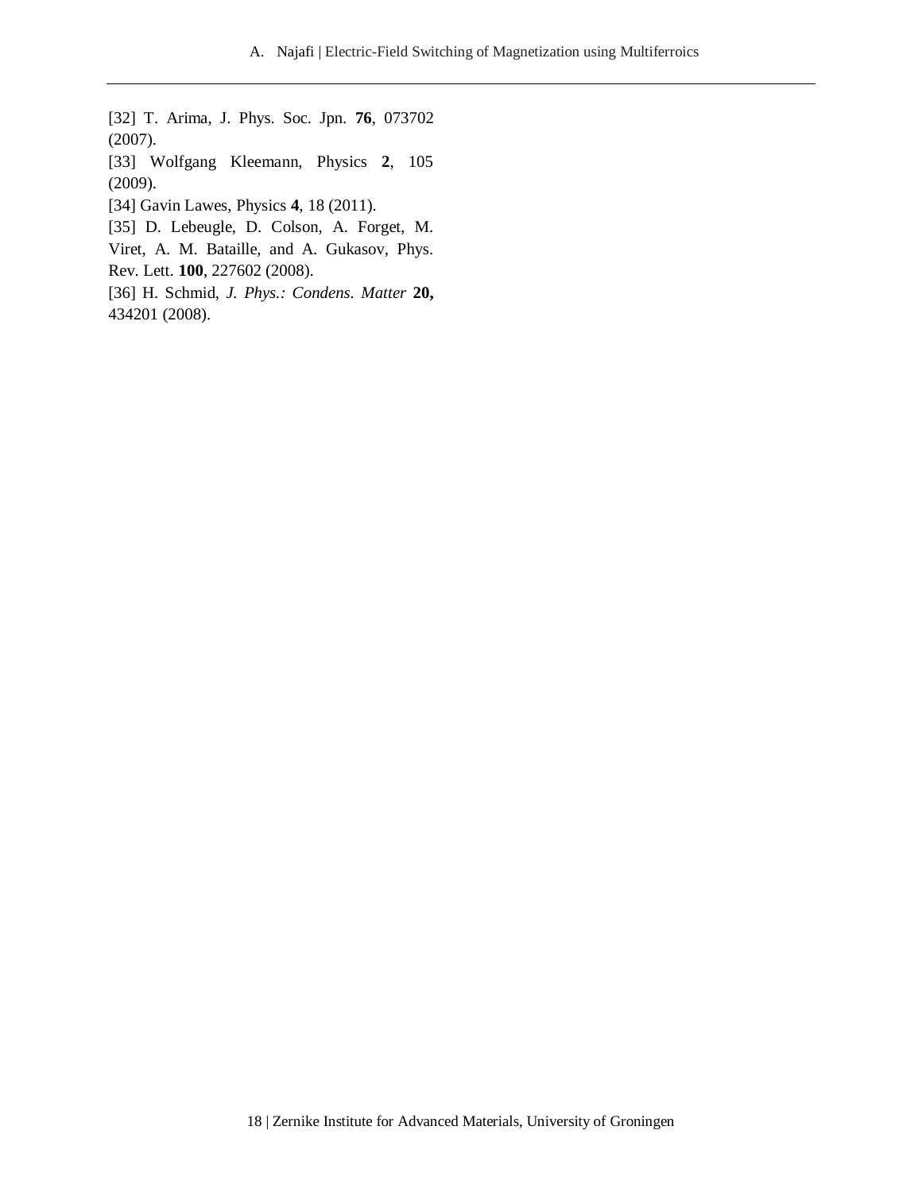[32] T. Arima, J. Phys. Soc. Jpn. **76**, 073702 (2007).

[33] Wolfgang Kleemann, Physics **2**, 105 (2009).

[34] Gavin Lawes, Physics **4**, 18 (2011).

[35] D. Lebeugle, D. Colson, A. Forget, M. Viret, A. M. Bataille, and A. Gukasov, Phys. Rev. Lett. **100**, 227602 (2008).

[36] H. Schmid, *J. Phys.: Condens. Matter* **20,** 434201 (2008).